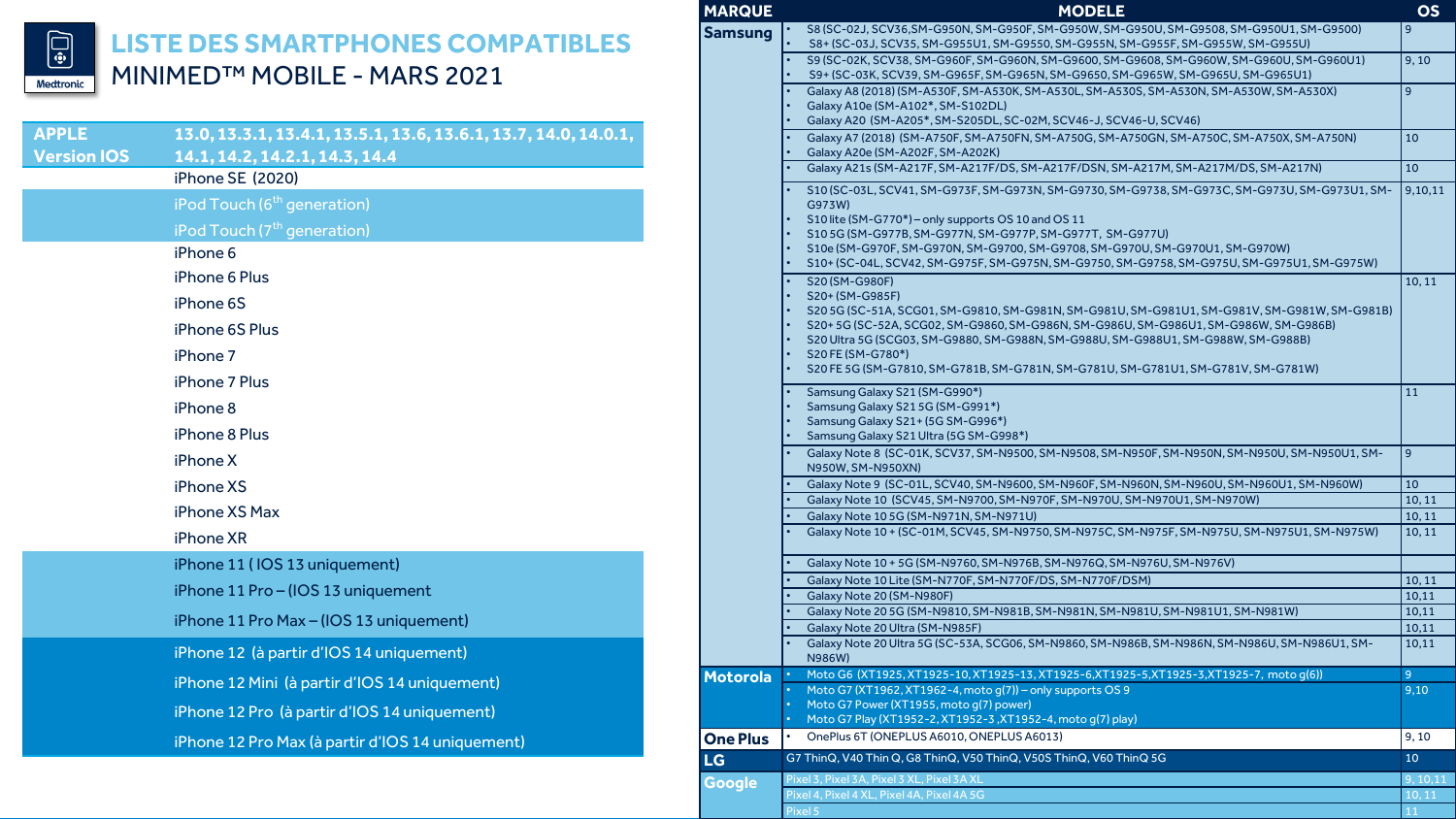# LISTE DES SMARTPHONES COMPATIBLES

## MINIMED™ MOBILE - MARS 2021

| APPLE Version IOS | 13.0, 13.3.1, 13.4.1, 13.5.1, 13.6, 13.6.1, 13.7, 14.0, 14.0.1, 14.1, 14.2, 14.2.1, 14.3, 14.4 |
|---|---|
| | iPhone SE (2020) |
| | iPod Touch (6th generation) |
| | iPod Touch (7th generation) |
| | iPhone 6 |
| | iPhone 6 Plus |
| | iPhone 6S |
| | iPhone 6S Plus |
| | iPhone 7 |
| | iPhone 7 Plus |
| | iPhone 8 |
| | iPhone 8 Plus |
| | iPhone X |
| | iPhone XS |
| | iPhone XS Max |
| | iPhone XR |
| | iPhone 11 ( IOS 13 uniquement) |
| | iPhone 11 Pro – (IOS 13 uniquement |
| | iPhone 11 Pro Max – (IOS 13 uniquement) |
| | iPhone 12 (à partir d'IOS 14 uniquement) |
| | iPhone 12 Mini (à partir d'IOS 14 uniquement) |
| | iPhone 12 Pro (à partir d'IOS 14 uniquement) |
| | iPhone 12 Pro Max (à partir d'IOS 14 uniquement) |

| MARQUE | MODELE | OS |
|---|---|---|
| Samsung | • S8 (SC-02J, SCV36, SM-G950N, SM-G950F, SM-G950W, SM-G950U, SM-G9508, SM-G950U1, SM-G9500)<br>• S8+ (SC-03J, SCV35, SM-G955U1, SM-G9550, SM-G955N, SM-G955F, SM-G955W, SM-G955U) | 9 |
| | • S9 (SC-02K, SCV38, SM-G960F, SM-G960N, SM-G9600, SM-G9608, SM-G960W, SM-G960U, SM-G960U1)<br>• S9+ (SC-03K, SCV39, SM-G965F, SM-G965N, SM-G9650, SM-G965W, SM-G965U, SM-G965U1) | 9, 10 |
| | • Galaxy A8 (2018) (SM-A530F, SM-A530K, SM-A530L, SM-A530S, SM-A530N, SM-A530W, SM-A530X)<br>• Galaxy A10e (SM-A102*, SM-S102DL)<br>• Galaxy A20 (SM-A205*, SM-S205DL, SC-02M, SCV46-J, SCV46-U, SCV46) | 9 |
| | • Galaxy A7 (2018) (SM-A750F, SM-A750FN, SM-A750G, SM-A750GN, SM-A750C, SM-A750X, SM-A750N)<br>• Galaxy A20e (SM-A202F, SM-A202K) | 10 |
| | • Galaxy A21s (SM-A217F, SM-A217F/DS, SM-A217F/DSN, SM-A217M, SM-A217M/DS, SM-A217N) | 10 |
| | • S10 (SC-03L, SCV41, SM-G973F, SM-G973N, SM-G9730, SM-G9738, SM-G973C, SM-G973U, SM-G973U1, SM-G973W)<br>• S10 lite (SM-G770*) – only supports OS 10 and OS 11<br>• S10 5G (SM-G977B, SM-G977N, SM-G977P, SM-G977T, SM-G977U)<br>• S10e (SM-G970F, SM-G970N, SM-G9700, SM-G9708, SM-G970U, SM-G970U1, SM-G970W)<br>• S10+ (SC-04L, SCV42, SM-G975F, SM-G975N, SM-G9750, SM-G9758, SM-G975U, SM-G975U1, SM-G975W) | 9,10,11 |
| | • S20 (SM-G980F)<br>• S20+ (SM-G985F)<br>• S20 5G (SC-51A, SCG01, SM-G9810, SM-G981N, SM-G981U, SM-G981U1, SM-G981V, SM-G981W, SM-G981B)<br>• S20+ 5G (SC-52A, SCG02, SM-G9860, SM-G986N, SM-G986U, SM-G986U1, SM-G986W, SM-G986B)<br>• S20 Ultra 5G (SCG03, SM-G9880, SM-G988N, SM-G988U, SM-G988U1, SM-G988W, SM-G988B)<br>• S20 FE (SM-G780*)<br>• S20 FE 5G (SM-G7810, SM-G781B, SM-G781N, SM-G781U, SM-G781U1, SM-G781V, SM-G781W) | 10, 11 |
| | • Samsung Galaxy S21 (SM-G990*)<br>• Samsung Galaxy S21 5G (SM-G991*)<br>• Samsung Galaxy S21+ (5G SM-G996*)<br>• Samsung Galaxy S21 Ultra (5G SM-G998*) | 11 |
| | • Galaxy Note 8 (SC-01K, SCV37, SM-N9500, SM-N9508, SM-N950F, SM-N950N, SM-N950U, SM-N950U1, SM-N950W, SM-N950XN) | 9 |
| | • Galaxy Note 9 (SC-01L, SCV40, SM-N9600, SM-N960F, SM-N960N, SM-N960U, SM-N960U1, SM-N960W) | 10 |
| | • Galaxy Note 10 (SCV45, SM-N9700, SM-N970F, SM-N970U, SM-N970U1, SM-N970W) | 10, 11 |
| | • Galaxy Note 10 5G (SM-N971N, SM-N971U) | 10, 11 |
| | • Galaxy Note 10 + (SC-01M, SCV45, SM-N9750, SM-N975C, SM-N975F, SM-N975U, SM-N975U1, SM-N975W) | 10, 11 |
| | • Galaxy Note 10 + 5G (SM-N9760, SM-N976B, SM-N976Q, SM-N976U, SM-N976V) | |
| | • Galaxy Note 10 Lite (SM-N770F, SM-N770F/DS, SM-N770F/DSM) | 10, 11 |
| | • Galaxy Note 20 (SM-N980F) | 10,11 |
| | • Galaxy Note 20 5G (SM-N9810, SM-N981B, SM-N981N, SM-N981U, SM-N981U1, SM-N981W) | 10,11 |
| | • Galaxy Note 20 Ultra (SM-N985F) | 10,11 |
| | • Galaxy Note 20 Ultra 5G (SC-53A, SCG06, SM-N9860, SM-N986B, SM-N986N, SM-N986U, SM-N986U1, SM-N986W) | 10,11 |
| Motorola | • Moto G6 (XT1925, XT1925-10, XT1925-13, XT1925-6, XT1925-5, XT1925-3, XT1925-7, moto g(6)) | 9 |
| | • Moto G7 (XT1962, XT1962-4, moto g(7)) – only supports OS 9<br>• Moto G7 Power (XT1955, moto g(7) power)<br>• Moto G7 Play (XT1952-2, XT1952-3 ,XT1952-4, moto g(7) play) | 9,10 |
| One Plus | • OnePlus 6T (ONEPLUS A6010, ONEPLUS A6013) | 9, 10 |
| LG | G7 ThinQ, V40 Thin Q, G8 ThinQ, V50 ThinQ, V50S ThinQ, V60 ThinQ 5G | 10 |
| Google | Pixel 3, Pixel 3A, Pixel 3 XL, Pixel 3A XL | 9, 10,11 |
| | Pixel 4, Pixel 4 XL, Pixel 4A, Pixel 4A 5G | 10, 11 |
| | Pixel 5 | 11 |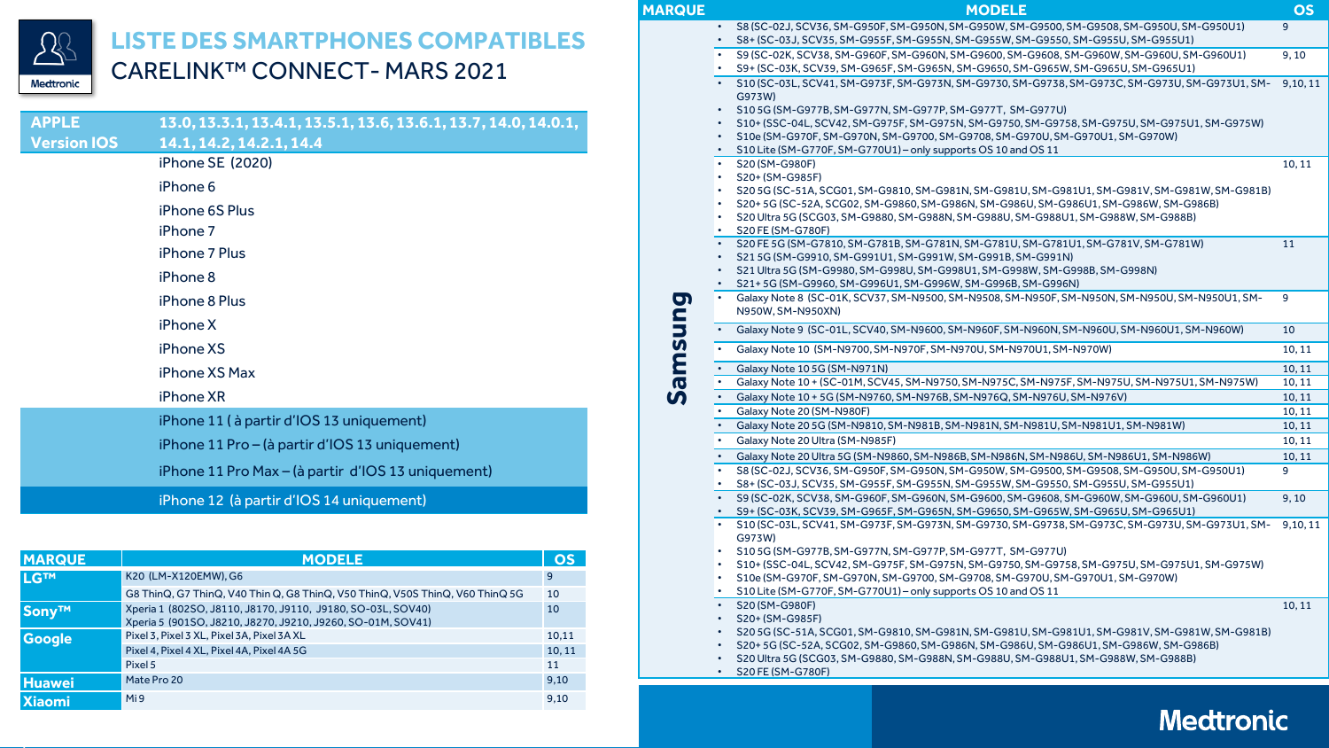# LISTE DES SMARTPHONES COMPATIBLES CARELINK™ CONNECT - MARS 2021

| APPLE Version IOS | 13.0, 13.3.1, 13.4.1, 13.5.1, 13.6, 13.6.1, 13.7, 14.0, 14.0.1, 14.1, 14.2, 14.2.1, 14.4 |
|---|---|
| | iPhone SE (2020) |
| | iPhone 6 |
| | iPhone 6S Plus |
| | iPhone 7 |
| | iPhone 7 Plus |
| | iPhone 8 |
| | iPhone 8 Plus |
| | iPhone X |
| | iPhone XS |
| | iPhone XS Max |
| | iPhone XR |
| | iPhone 11 ( à partir d'IOS 13 uniquement) |
| | iPhone 11 Pro – (à partir d'IOS 13 uniquement) |
| | iPhone 11 Pro Max – (à partir d'IOS 13 uniquement) |
| | iPhone 12 (à partir d'IOS 14 uniquement) |

| MARQUE | MODELE | OS |
|---|---|---|
| LG™ | K20 (LM-X120EMW), G6 | 9 |
| | G8 ThinQ, G7 ThinQ, V40 Thin Q, G8 ThinQ, V50 ThinQ, V50S ThinQ, V60 ThinQ 5G | 10 |
| Sony™ | Xperia 1 (802SO, J8110, J8170, J9110, J9180, SO-03L, SOV40)<br>Xperia 5 (901SO, J8210, J8270, J9210, J9260, SO-01M, SOV41) | 10 |
| Google | Pixel 3, Pixel 3 XL, Pixel 3A, Pixel 3A XL | 10,11 |
| | Pixel 4, Pixel 4 XL, Pixel 4A, Pixel 4A 5G | 10, 11 |
| | Pixel 5 | 11 |
| Huawei | Mate Pro 20 | 9,10 |
| Xiaomi | Mi 9 | 9,10 |

| MARQUE | MODELE | OS |
|---|---|---|
| Samsung | • S8 (SC-02J, SCV36, SM-G950F, SM-G950N, SM-G950W, SM-G9500, SM-G9508, SM-G950U, SM-G950U1)<br>• S8+ (SC-03J, SCV35, SM-G955F, SM-G955N, SM-G955W, SM-G9550, SM-G955U, SM-G955U1) | 9 |
| | • S9 (SC-02K, SCV38, SM-G960F, SM-G960N, SM-G9600, SM-G9608, SM-G960W, SM-G960U, SM-G960U1)<br>• S9+ (SC-03K, SCV39, SM-G965F, SM-G965N, SM-G9650, SM-G965W, SM-G965U, SM-G965U1) | 9, 10 |
| | • S10 (SC-03L, SCV41, SM-G973F, SM-G973N, SM-G9730, SM-G9738, SM-G973C, SM-G973U, SM-G973U1, SM-G973W)<br>• S10 5G (SM-G977B, SM-G977N, SM-G977P, SM-G977T, SM-G977U)<br>• S10+ (SSC-04L, SCV42, SM-G975F, SM-G975N, SM-G9750, SM-G9758, SM-G975U, SM-G975U1, SM-G975W)<br>• S10e (SM-G970F, SM-G970N, SM-G9700, SM-G9708, SM-G970U, SM-G970U1, SM-G970W)<br>• S10 Lite (SM-G770F, SM-G770U1) – only supports OS 10 and OS 11 | 9,10, 11 |
| | • S20 (SM-G980F)<br>• S20+ (SM-G985F)<br>• S20 5G (SC-51A, SCG01, SM-G9810, SM-G981N, SM-G981U, SM-G981U1, SM-G981V, SM-G981W, SM-G981B)<br>• S20+ 5G (SC-52A, SCG02, SM-G9860, SM-G986N, SM-G986U, SM-G986U1, SM-G986W, SM-G986B)<br>• S20 Ultra 5G (SCG03, SM-G9880, SM-G988N, SM-G988U, SM-G988U1, SM-G988W, SM-G988B)<br>• S20 FE (SM-G780F) | 10, 11 |
| | • S20 FE 5G (SM-G7810, SM-G781B, SM-G781N, SM-G781U, SM-G781U1, SM-G781V, SM-G781W)<br>• S21 5G (SM-G9910, SM-G991U1, SM-G991W, SM-G991B, SM-G991N)<br>• S21 Ultra 5G (SM-G9980, SM-G998U, SM-G998U1, SM-G998W, SM-G998B, SM-G998N)<br>• S21+ 5G (SM-G9960, SM-G996U1, SM-G996W, SM-G996B, SM-G996N) | 11 |
| | • Galaxy Note 8 (SC-01K, SCV37, SM-N9500, SM-N9508, SM-N950F, SM-N950N, SM-N950U, SM-N950U1, SM-N950W, SM-N950XN) | 9 |
| | • Galaxy Note 9 (SC-01L, SCV40, SM-N9600, SM-N960F, SM-N960N, SM-N960U, SM-N960U1, SM-N960W) | 10 |
| | • Galaxy Note 10 (SM-N9700, SM-N970F, SM-N970U, SM-N970U1, SM-N970W) | 10, 11 |
| | • Galaxy Note 10 5G (SM-N971N) | 10, 11 |
| | • Galaxy Note 10 + (SC-01M, SCV45, SM-N9750, SM-N975C, SM-N975F, SM-N975U, SM-N975U1, SM-N975W) | 10, 11 |
| | • Galaxy Note 10 + 5G (SM-N9760, SM-N976B, SM-N976Q, SM-N976U, SM-N976V) | 10, 11 |
| | • Galaxy Note 20 (SM-N980F) | 10, 11 |
| | • Galaxy Note 20 5G (SM-N9810, SM-N981B, SM-N981N, SM-N981U, SM-N981U1, SM-N981W) | 10, 11 |
| | • Galaxy Note 20 Ultra (SM-N985F) | 10, 11 |
| | • Galaxy Note 20 Ultra 5G (SM-N9860, SM-N986B, SM-N986N, SM-N986U, SM-N986U1, SM-N986W) | 10, 11 |
| | • S8 (SC-02J, SCV36, SM-G950F, SM-G950N, SM-G950W, SM-G9500, SM-G9508, SM-G950U, SM-G950U1)<br>• S8+ (SC-03J, SCV35, SM-G955F, SM-G955N, SM-G955W, SM-G9550, SM-G955U, SM-G955U1) | 9 |
| | • S9 (SC-02K, SCV38, SM-G960F, SM-G960N, SM-G9600, SM-G9608, SM-G960W, SM-G960U, SM-G960U1)<br>• S9+ (SC-03K, SCV39, SM-G965F, SM-G965N, SM-G9650, SM-G965W, SM-G965U, SM-G965U1) | 9, 10 |
| | • S10 (SC-03L, SCV41, SM-G973F, SM-G973N, SM-G9730, SM-G9738, SM-G973C, SM-G973U, SM-G973U1, SM-G973W)<br>• S10 5G (SM-G977B, SM-G977N, SM-G977P, SM-G977T, SM-G977U)<br>• S10+ (SSC-04L, SCV42, SM-G975F, SM-G975N, SM-G9750, SM-G9758, SM-G975U, SM-G975U1, SM-G975W)<br>• S10e (SM-G970F, SM-G970N, SM-G9700, SM-G9708, SM-G970U, SM-G970U1, SM-G970W)<br>• S10 Lite (SM-G770F, SM-G770U1) – only supports OS 10 and OS 11 | 9,10, 11 |
| | • S20 (SM-G980F)<br>• S20+ (SM-G985F)<br>• S20 5G (SC-51A, SCG01, SM-G9810, SM-G981N, SM-G981U, SM-G981U1, SM-G981V, SM-G981W, SM-G981B)<br>• S20+ 5G (SC-52A, SCG02, SM-G9860, SM-G986N, SM-G986U, SM-G986U1, SM-G986W, SM-G986B)<br>• S20 Ultra 5G (SCG03, SM-G9880, SM-G988N, SM-G988U, SM-G988U1, SM-G988W, SM-G988B)<br>• S20 FE (SM-G780F) | 10, 11 |

Medtronic